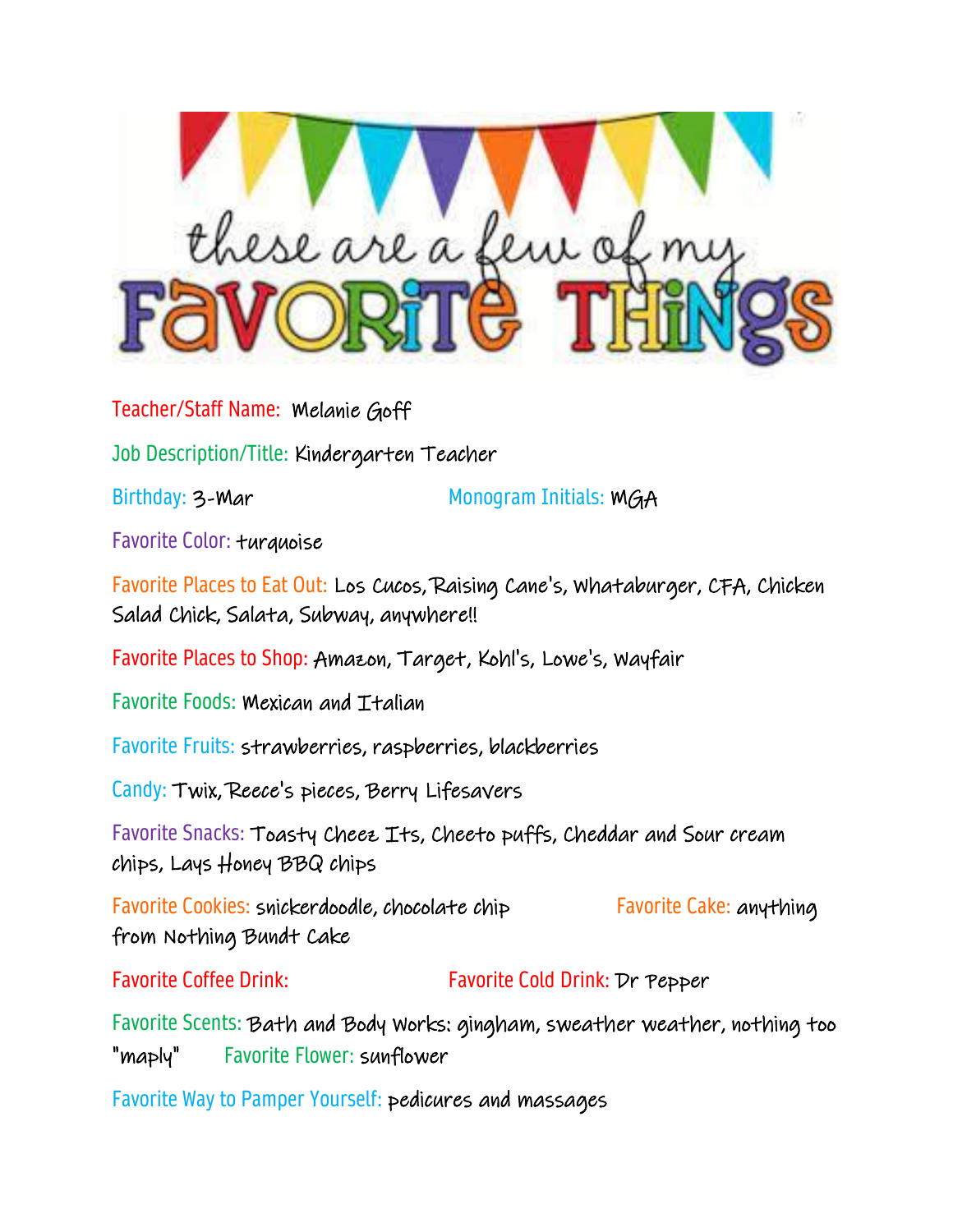# these are a few of my FAVORITE THINGS

**Teacher/Staff Name:** Melanie Goff

**Job Description/Title:** Kindergarten Teacher

**Birthday:** 3-Mar

**Monogram Initials:** MGA

**Favorite Color:** turquoise

**Favorite Places to Eat Out:** Los Cucos, Raising Cane's, Whataburger, CFA, Chicken Salad Chick, Salata, Subway, anywhere!!

**Favorite Places to Shop:** Amazon, Target, Kohl's, Lowe's, Wayfair

**Favorite Foods:** Mexican and Italian

**Favorite Fruits:** strawberries, raspberries, blackberries

**Candy:** Twix, Reece's pieces, Berry Lifesavers

**Favorite Snacks:** Toasty Cheez Its, Cheeto puffs, Cheddar and Sour cream chips, Lays Honey BBQ chips

**Favorite Cookies:** snickerdoodle, chocolate chip

**Favorite Cake:** anything from Nothing Bundt Cake

**Favorite Coffee Drink:**

**Favorite Cold Drink:** Dr Pepper

**Favorite Scents:** Bath and Body Works: gingham, sweather weather, nothing too "maply"

**Favorite Flower:** sunflower

**Favorite Way to Pamper Yourself:** pedicures and massages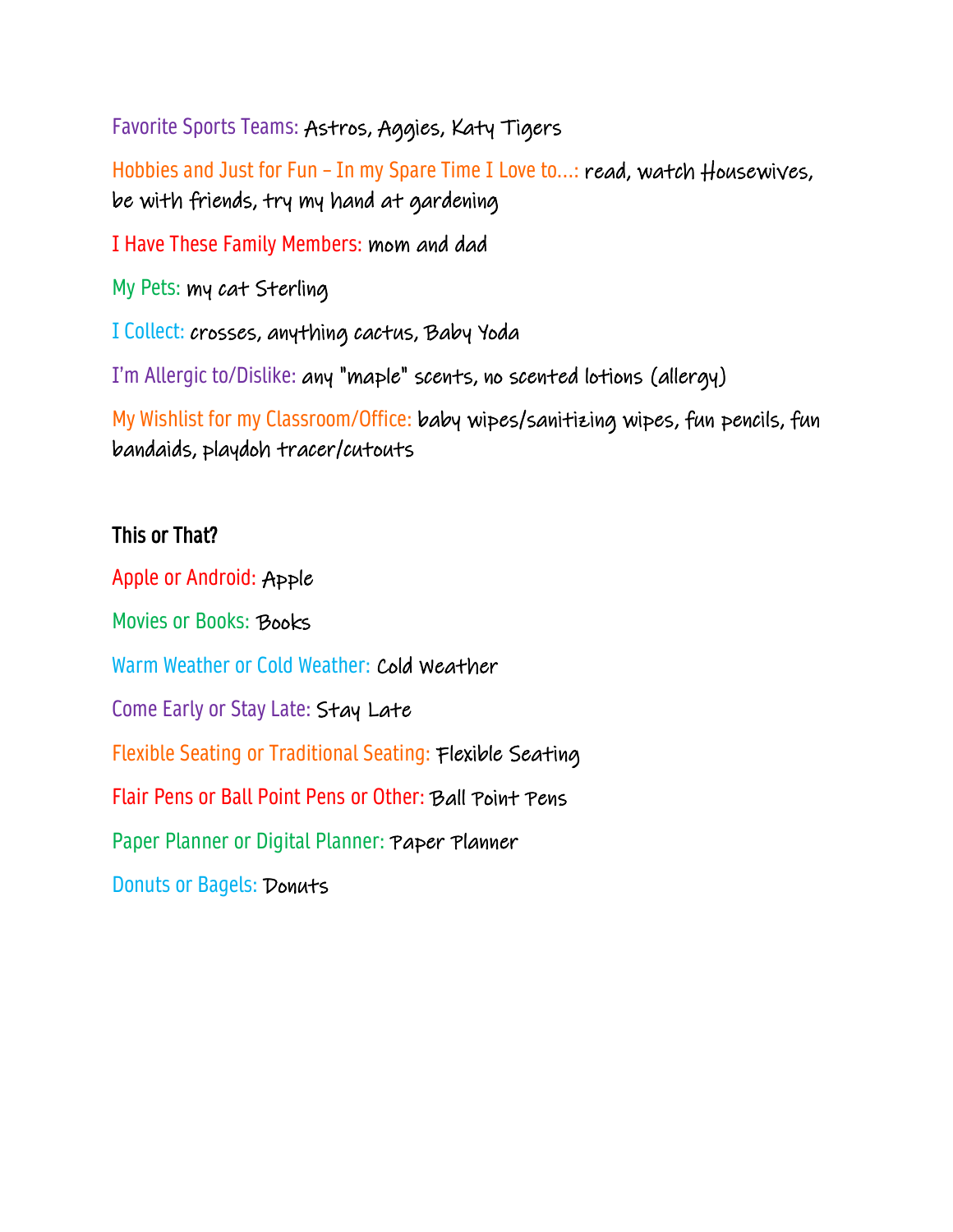Favorite Sports Teams: Astros, Aggies, Katy Tigers

Hobbies and Just for Fun – In my Spare Time I Love to...: read, watch Housewives, be with friends, try my hand at gardening

I Have These Family Members: mom and dad

My Pets: my cat Sterling

I Collect: crosses, anything cactus, Baby Yoda

I'm Allergic to/Dislike: any "maple" scents, no scented lotions (allergy)

My Wishlist for my Classroom/Office: baby wipes/sanitizing wipes, fun pencils, fun bandaids, playdoh tracer/cutouts

**This or That?**

Apple or Android: Apple

Movies or Books: Books

Warm Weather or Cold Weather: Cold Weather

Come Early or Stay Late: Stay Late

Flexible Seating or Traditional Seating: Flexible Seating

Flair Pens or Ball Point Pens or Other: Ball Point Pens

Paper Planner or Digital Planner: Paper Planner

Donuts or Bagels: Donuts